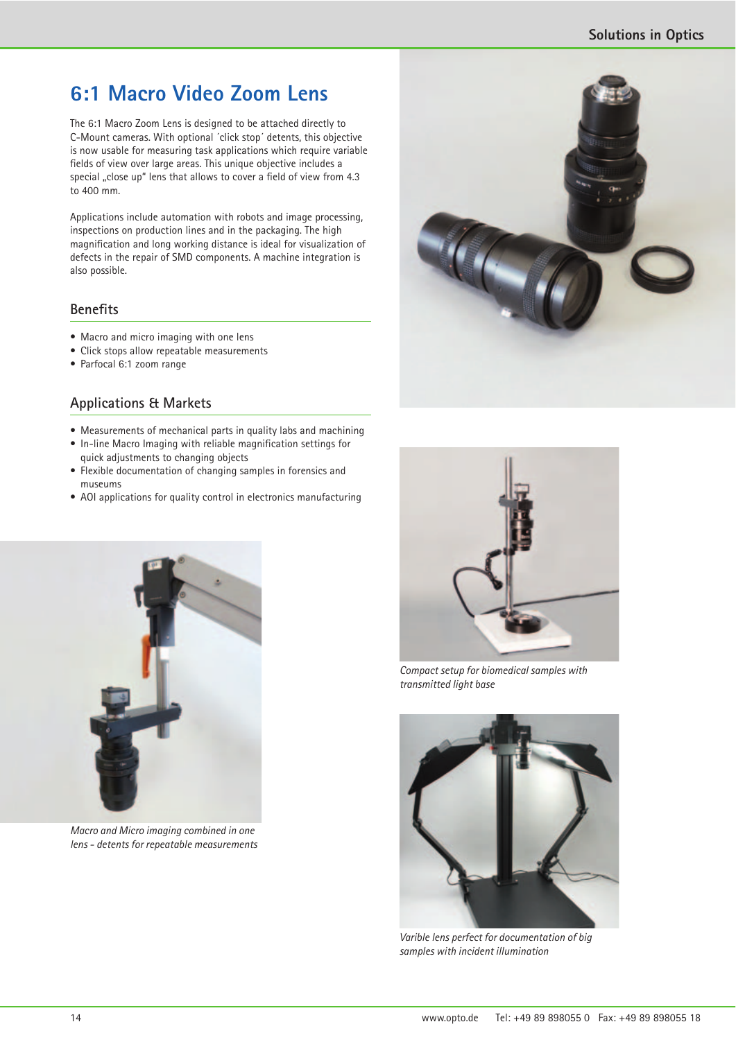# 6:1 Macro Video Zoom Lens

The 6:1 Macro Zoom Lens is designed to be attached directly to C-Mount cameras. With optional ´click stop´ detents, this objective is now usable for measuring task applications which require variable fields of view over large areas. This unique objective includes a special „close up" lens that allows to cover a field of view from 4.3 to 400 mm.

Applications include automation with robots and image processing, inspections on production lines and in the packaging. The high magnification and long working distance is ideal for visualization of defects in the repair of SMD components. A machine integration is also possible.

## Benefits

- Macro and micro imaging with one lens
- Click stops allow repeatable measurements
- Parfocal 6:1 zoom range

## Applications & Markets

- Measurements of mechanical parts in quality labs and machining
- In-line Macro Imaging with reliable magnification settings for quick adjustments to changing objects
- Flexible documentation of changing samples in forensics and museums
- AOI applications for quality control in electronics manufacturing

*Macro and Micro imaging combined in one lens - detents for repeatable measurements*

*Compact setup for biomedical samples with transmitted light base*

*Varible lens perfect for documentation of big samples with incident illumination*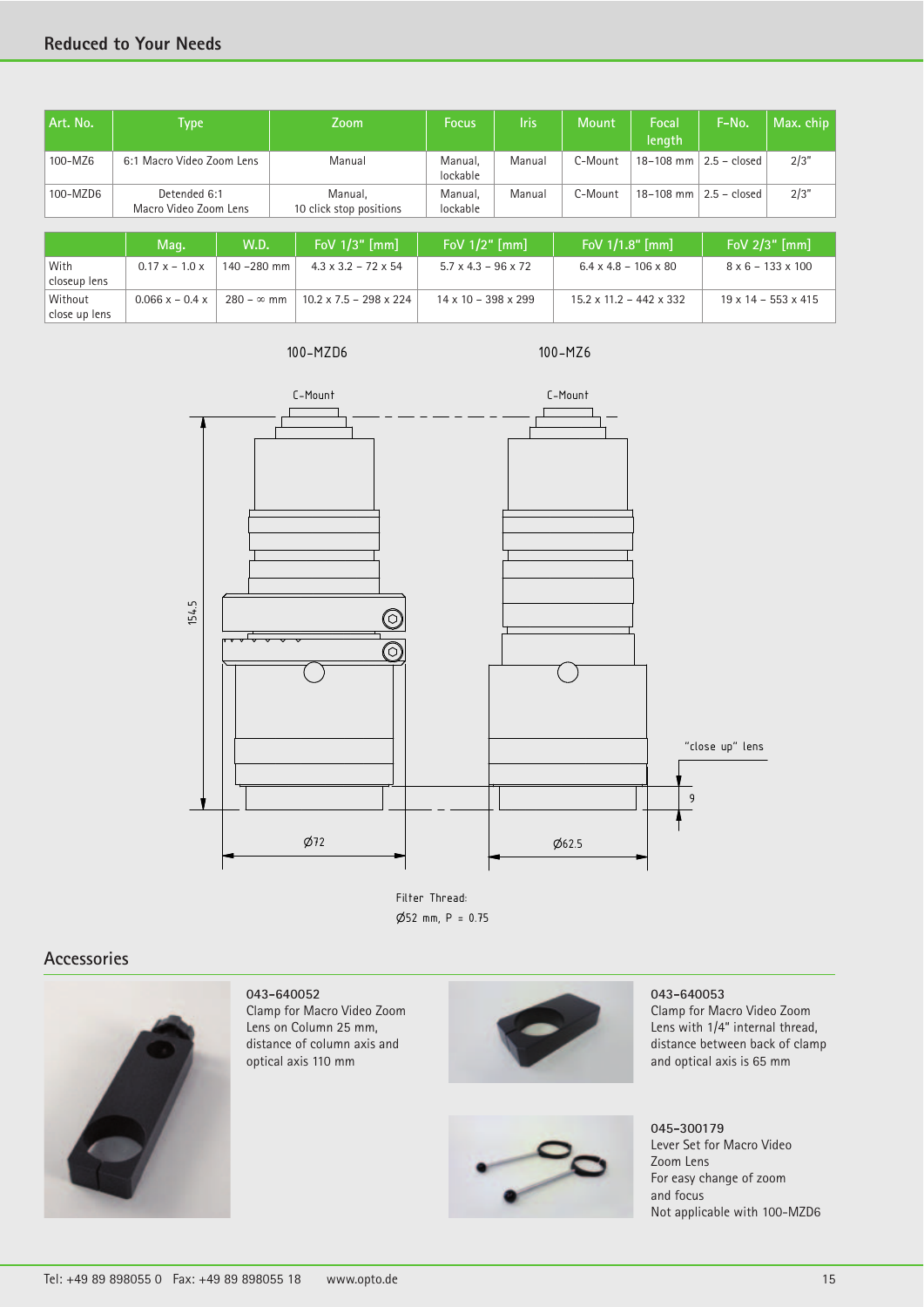## Reduced to Your Needs

| Art. No. | Type | Zoom | Focus | Iris | Mount | Focal length | F-No. | Max. chip |
|---|---|---|---|---|---|---|---|---|
| 100-MZ6 | 6:1 Macro Video Zoom Lens | Manual | Manual, lockable | Manual | C-Mount | 18–108 mm | 2.5 – closed | 2/3" |
| 100-MZD6 | Detended 6:1 Macro Video Zoom Lens | Manual, 10 click stop positions | Manual, lockable | Manual | C-Mount | 18–108 mm | 2.5 – closed | 2/3" |

| | Mag. | W.D. | FoV 1/3" [mm] | FoV 1/2" [mm] | FoV 1/1.8" [mm] | FoV 2/3" [mm] |
|---|---|---|---|---|---|---|
| With closeup lens | 0.17 x – 1.0 x | 140 –280 mm | 4.3 x 3.2 – 72 x 54 | 5.7 x 4.3 – 96 x 72 | 6.4 x 4.8 – 106 x 80 | 8 x 6 – 133 x 100 |
| Without close up lens | 0.066 x – 0.4 x | 280 – ∞ mm | 10.2 x 7.5 – 298 x 224 | 14 x 10 – 398 x 299 | 15.2 x 11.2 – 442 x 332 | 19 x 14 – 553 x 415 |

100-MZD6

100-MZ6

C-Mount

C-Mount

154.5

"close up" lens

9

Ø72

Ø62.5

Filter Thread:
Ø52 mm, P = 0.75

## Accessories

**043-640052**
Clamp for Macro Video Zoom Lens on Column 25 mm, distance of column axis and optical axis 110 mm

**043-640053**
Clamp for Macro Video Zoom Lens with 1/4" internal thread, distance between back of clamp and optical axis is 65 mm

**045-300179**
Lever Set for Macro Video Zoom Lens
For easy change of zoom and focus
Not applicable with 100-MZD6

Tel: +49 89 898055 0 Fax: +49 89 898055 18 www.opto.de